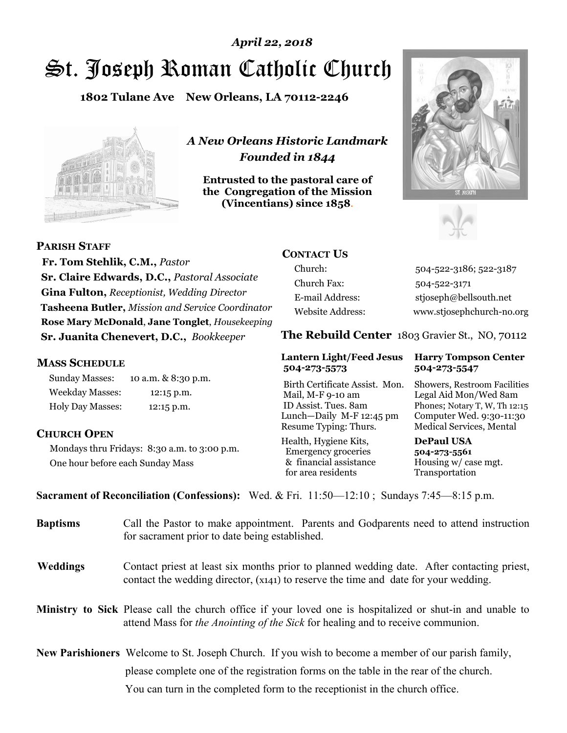*April 22, 2018*

# St. Joseph Roman Catholic Church

**1802 Tulane Ave New Orleans, LA 70112-2246**

*A New Orleans Historic Landmark*
*Founded in 1844*

**Entrusted to the pastoral care of the Congregation of the Mission (Vincentians) since 1858.**

## PARISH STAFF

**Fr. Tom Stehlik, C.M.,** *Pastor*
**Sr. Claire Edwards, D.C.,** *Pastoral Associate*
**Gina Fulton,** *Receptionist, Wedding Director*
**Tasheena Butler,** *Mission and Service Coordinator*
**Rose Mary McDonald**, **Jane Tonglet**, *Housekeeping*
**Sr. Juanita Chenevert, D.C.,** *Bookkeeper*

## MASS SCHEDULE

| | |
|---|---|
| Sunday Masses: | 10 a.m. & 8:30 p.m. |
| Weekday Masses: | 12:15 p.m. |
| Holy Day Masses: | 12:15 p.m. |

## CHURCH OPEN

Mondays thru Fridays: 8:30 a.m. to 3:00 p.m.
One hour before each Sunday Mass

## CONTACT US

| | |
|---|---|
| Church: | 504-522-3186; 522-3187 |
| Church Fax: | 504-522-3171 |
| E-mail Address: | stjoseph@bellsouth.net |
| Website Address: | www.stjosephchurch-no.org |

## The Rebuild Center 1803 Gravier St., NO, 70112

| **Lantern Light/Feed Jesus 504-273-5573** | **Harry Tompson Center 504-273-5547** |
|---|---|
| Birth Certificate Assist. Mon. Mail, M-F 9-10 am ID Assist. Tues. 8am Lunch—Daily M-F 12:45 pm Resume Typing: Thurs. | Showers, Restroom Facilities Legal Aid Mon/Wed 8am Phones; Notary T, W, Th 12:15 Computer Wed. 9:30-11:30 Medical Services, Mental |
| Health, Hygiene Kits, Emergency groceries & financial assistance for area residents | **DePaul USA 504-273-5561** Housing w/ case mgt. Transportation |

**Sacrament of Reconciliation (Confessions):** Wed. & Fri. 11:50—12:10 ; Sundays 7:45—8:15 p.m.

**Baptisms** Call the Pastor to make appointment. Parents and Godparents need to attend instruction for sacrament prior to date being established.

**Weddings** Contact priest at least six months prior to planned wedding date. After contacting priest, contact the wedding director, (x141) to reserve the time and date for your wedding.

**Ministry to Sick** Please call the church office if your loved one is hospitalized or shut-in and unable to attend Mass for *the Anointing of the Sick* for healing and to receive communion.

**New Parishioners** Welcome to St. Joseph Church. If you wish to become a member of our parish family, please complete one of the registration forms on the table in the rear of the church. You can turn in the completed form to the receptionist in the church office.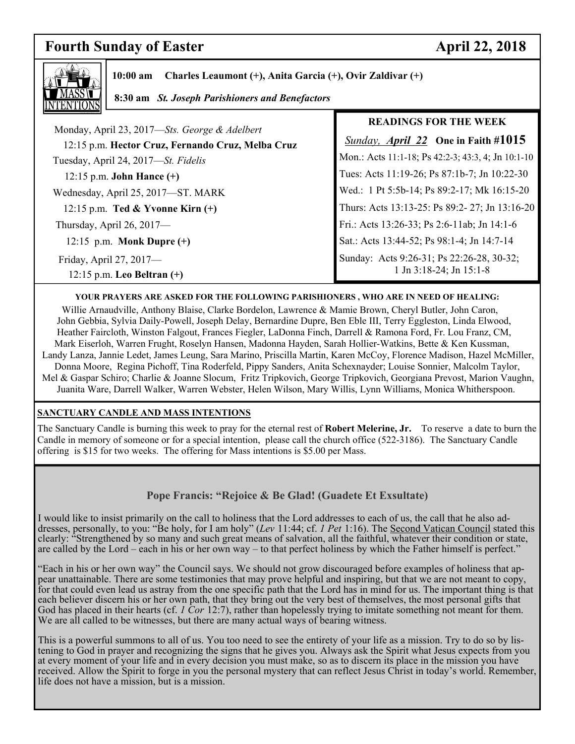# Fourth Sunday of Easter April 22, 2018

## MASS INTENTIONS

**10:00 am Charles Leaumont (+), Anita Garcia (+), Ovir Zaldivar (+)**

**8:30 am** ***St. Joseph Parishioners and Benefactors***

Monday, April 23, 2017—*Sts. George & Adelbert*
12:15 p.m. **Hector Cruz, Fernando Cruz, Melba Cruz**

Tuesday, April 24, 2017—*St. Fidelis*
12:15 p.m. **John Hance (+)**

Wednesday, April 25, 2017—ST. MARK
12:15 p.m. **Ted & Yvonne Kirn (+)**

Thursday, April 26, 2017—
12:15 p.m. **Monk Dupre (+)**

Friday, April 27, 2017—
12:15 p.m. **Leo Beltran (+)**

### READINGS FOR THE WEEK

*Sunday, April 22* **One in Faith #1015**

Mon.: Acts 11:1-18; Ps 42:2-3; 43:3, 4; Jn 10:1-10

Tues: Acts 11:19-26; Ps 87:1b-7; Jn 10:22-30

Wed.: 1 Pt 5:5b-14; Ps 89:2-17; Mk 16:15-20

Thurs: Acts 13:13-25: Ps 89:2- 27; Jn 13:16-20

Fri.: Acts 13:26-33; Ps 2:6-11ab; Jn 14:1-6

Sat.: Acts 13:44-52; Ps 98:1-4; Jn 14:7-14

Sunday: Acts 9:26-31; Ps 22:26-28, 30-32; 1 Jn 3:18-24; Jn 15:1-8

**YOUR PRAYERS ARE ASKED FOR THE FOLLOWING PARISHIONERS , WHO ARE IN NEED OF HEALING:**

Willie Arnaudville, Anthony Blaise, Clarke Bordelon, Lawrence & Mamie Brown, Cheryl Butler, John Caron, John Gebbia, Sylvia Daily-Powell, Joseph Delay, Bernardine Dupre, Ben Eble III, Terry Eggleston, Linda Elwood, Heather Faircloth, Winston Falgout, Frances Fiegler, LaDonna Finch, Darrell & Ramona Ford, Fr. Lou Franz, CM, Mark Eiserloh, Warren Frught, Roselyn Hansen, Madonna Hayden, Sarah Hollier-Watkins, Bette & Ken Kussman, Landy Lanza, Jannie Ledet, James Leung, Sara Marino, Priscilla Martin, Karen McCoy, Florence Madison, Hazel McMiller, Donna Moore, Regina Pichoff, Tina Roderfeld, Pippy Sanders, Anita Schexnayder; Louise Sonnier, Malcolm Taylor, Mel & Gaspar Schiro; Charlie & Joanne Slocum, Fritz Tripkovich, George Tripkovich, Georgiana Prevost, Marion Vaughn, Juanita Ware, Darrell Walker, Warren Webster, Helen Wilson, Mary Willis, Lynn Williams, Monica Whitherspoon.

**SANCTUARY CANDLE AND MASS INTENTIONS**

The Sanctuary Candle is burning this week to pray for the eternal rest of **Robert Melerine, Jr.** To reserve a date to burn the Candle in memory of someone or for a special intention, please call the church office (522-3186). The Sanctuary Candle offering is $15 for two weeks. The offering for Mass intentions is $5.00 per Mass.

## Pope Francis: "Rejoice & Be Glad! (Guadete Et Exsultate)

I would like to insist primarily on the call to holiness that the Lord addresses to each of us, the call that he also addresses, personally, to you: "Be holy, for I am holy" (*Lev* 11:44; cf. *1 Pet* 1:16). The Second Vatican Council stated this clearly: "Strengthened by so many and such great means of salvation, all the faithful, whatever their condition or state, are called by the Lord – each in his or her own way – to that perfect holiness by which the Father himself is perfect."

"Each in his or her own way" the Council says. We should not grow discouraged before examples of holiness that appear unattainable. There are some testimonies that may prove helpful and inspiring, but that we are not meant to copy, for that could even lead us astray from the one specific path that the Lord has in mind for us. The important thing is that each believer discern his or her own path, that they bring out the very best of themselves, the most personal gifts that God has placed in their hearts (cf. *1 Cor* 12:7), rather than hopelessly trying to imitate something not meant for them. We are all called to be witnesses, but there are many actual ways of bearing witness.

This is a powerful summons to all of us. You too need to see the entirety of your life as a mission. Try to do so by listening to God in prayer and recognizing the signs that he gives you. Always ask the Spirit what Jesus expects from you at every moment of your life and in every decision you must make, so as to discern its place in the mission you have received. Allow the Spirit to forge in you the personal mystery that can reflect Jesus Christ in today's world. Remember, life does not have a mission, but is a mission.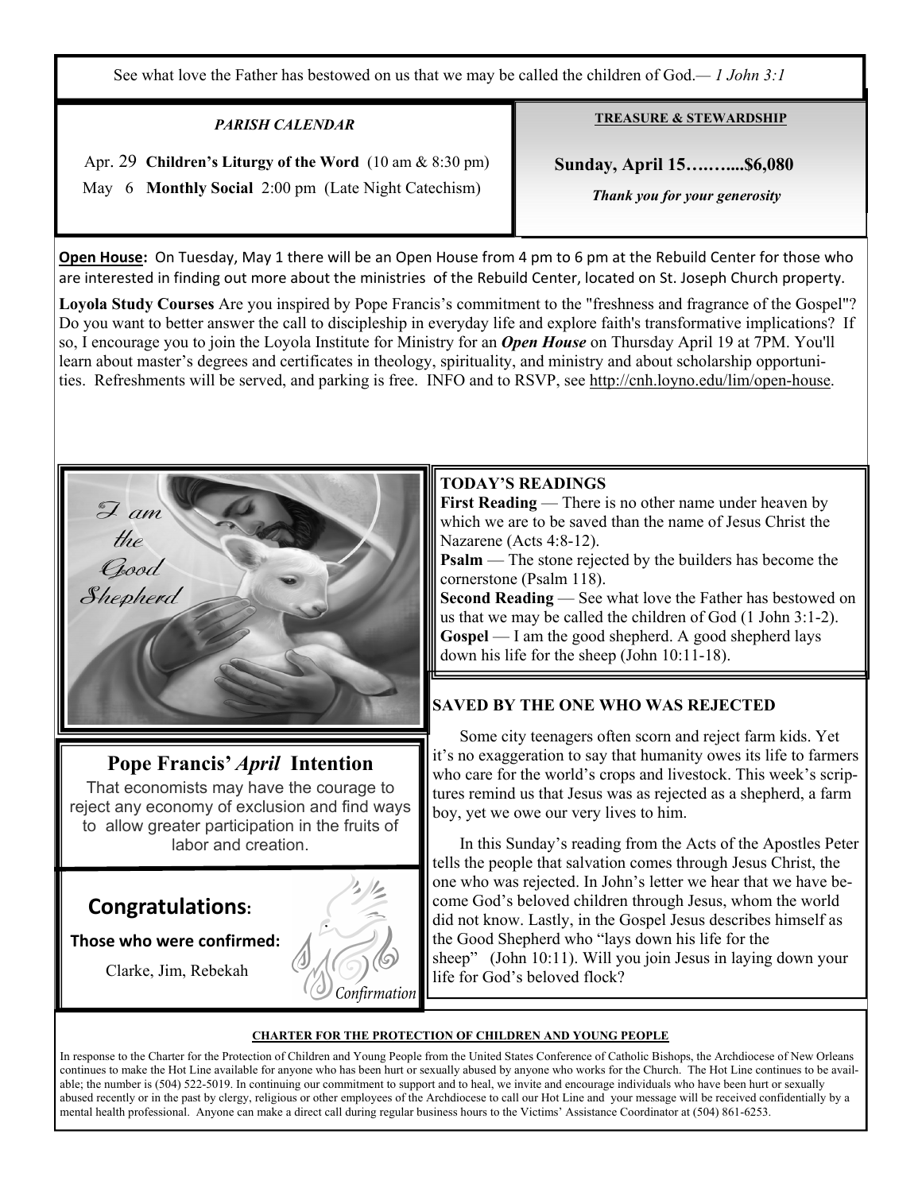See what love the Father has bestowed on us that we may be called the children of God.— *1 John 3:1*

***PARISH CALENDAR***

Apr. 29 **Children's Liturgy of the Word** (10 am & 8:30 pm)

May 6 **Monthly Social** 2:00 pm (Late Night Catechism)

**TREASURE & STEWARDSHIP**

**Sunday, April 15……....$6,080**

***Thank you for your generosity***

**Open House:** On Tuesday, May 1 there will be an Open House from 4 pm to 6 pm at the Rebuild Center for those who are interested in finding out more about the ministries of the Rebuild Center, located on St. Joseph Church property.

**Loyola Study Courses** Are you inspired by Pope Francis's commitment to the "freshness and fragrance of the Gospel"? Do you want to better answer the call to discipleship in everyday life and explore faith's transformative implications? If so, I encourage you to join the Loyola Institute for Ministry for an ***Open House*** on Thursday April 19 at 7PM. You'll learn about master's degrees and certificates in theology, spirituality, and ministry and about scholarship opportunities. Refreshments will be served, and parking is free. INFO and to RSVP, see http://cnh.loyno.edu/lim/open-house.

I am the Good Shepherd

**TODAY'S READINGS**

**First Reading** — There is no other name under heaven by which we are to be saved than the name of Jesus Christ the Nazarene (Acts 4:8-12).

**Psalm** — The stone rejected by the builders has become the cornerstone (Psalm 118).

**Second Reading** — See what love the Father has bestowed on us that we may be called the children of God (1 John 3:1-2).

**Gospel** — I am the good shepherd. A good shepherd lays down his life for the sheep (John 10:11-18).

## Pope Francis' *April* Intention

That economists may have the courage to reject any economy of exclusion and find ways to allow greater participation in the fruits of labor and creation.

## Congratulations:

**Those who were confirmed:**

Clarke, Jim, Rebekah

*Confirmation*

**SAVED BY THE ONE WHO WAS REJECTED**

Some city teenagers often scorn and reject farm kids. Yet it's no exaggeration to say that humanity owes its life to farmers who care for the world's crops and livestock. This week's scriptures remind us that Jesus was as rejected as a shepherd, a farm boy, yet we owe our very lives to him.

In this Sunday's reading from the Acts of the Apostles Peter tells the people that salvation comes through Jesus Christ, the one who was rejected. In John's letter we hear that we have become God's beloved children through Jesus, whom the world did not know. Lastly, in the Gospel Jesus describes himself as the Good Shepherd who "lays down his life for the sheep" (John 10:11). Will you join Jesus in laying down your life for God's beloved flock?

**CHARTER FOR THE PROTECTION OF CHILDREN AND YOUNG PEOPLE**

In response to the Charter for the Protection of Children and Young People from the United States Conference of Catholic Bishops, the Archdiocese of New Orleans continues to make the Hot Line available for anyone who has been hurt or sexually abused by anyone who works for the Church. The Hot Line continues to be available; the number is (504) 522-5019. In continuing our commitment to support and to heal, we invite and encourage individuals who have been hurt or sexually abused recently or in the past by clergy, religious or other employees of the Archdiocese to call our Hot Line and your message will be received confidentially by a mental health professional. Anyone can make a direct call during regular business hours to the Victims' Assistance Coordinator at (504) 861-6253.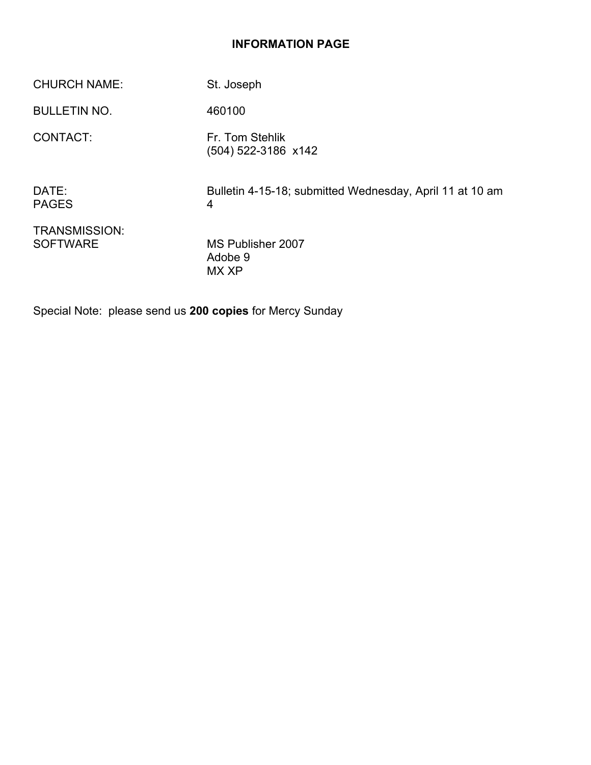## INFORMATION PAGE

| | |
|---|---|
| CHURCH NAME: | St. Joseph |
| BULLETIN NO. | 460100 |
| CONTACT: | Fr. Tom Stehlik<br>(504) 522-3186 x142 |
| DATE: | Bulletin 4-15-18; submitted Wednesday, April 11 at 10 am |
| PAGES | 4 |
| TRANSMISSION: | |
| SOFTWARE | MS Publisher 2007<br>Adobe 9<br>MX XP |

Special Note: please send us **200 copies** for Mercy Sunday